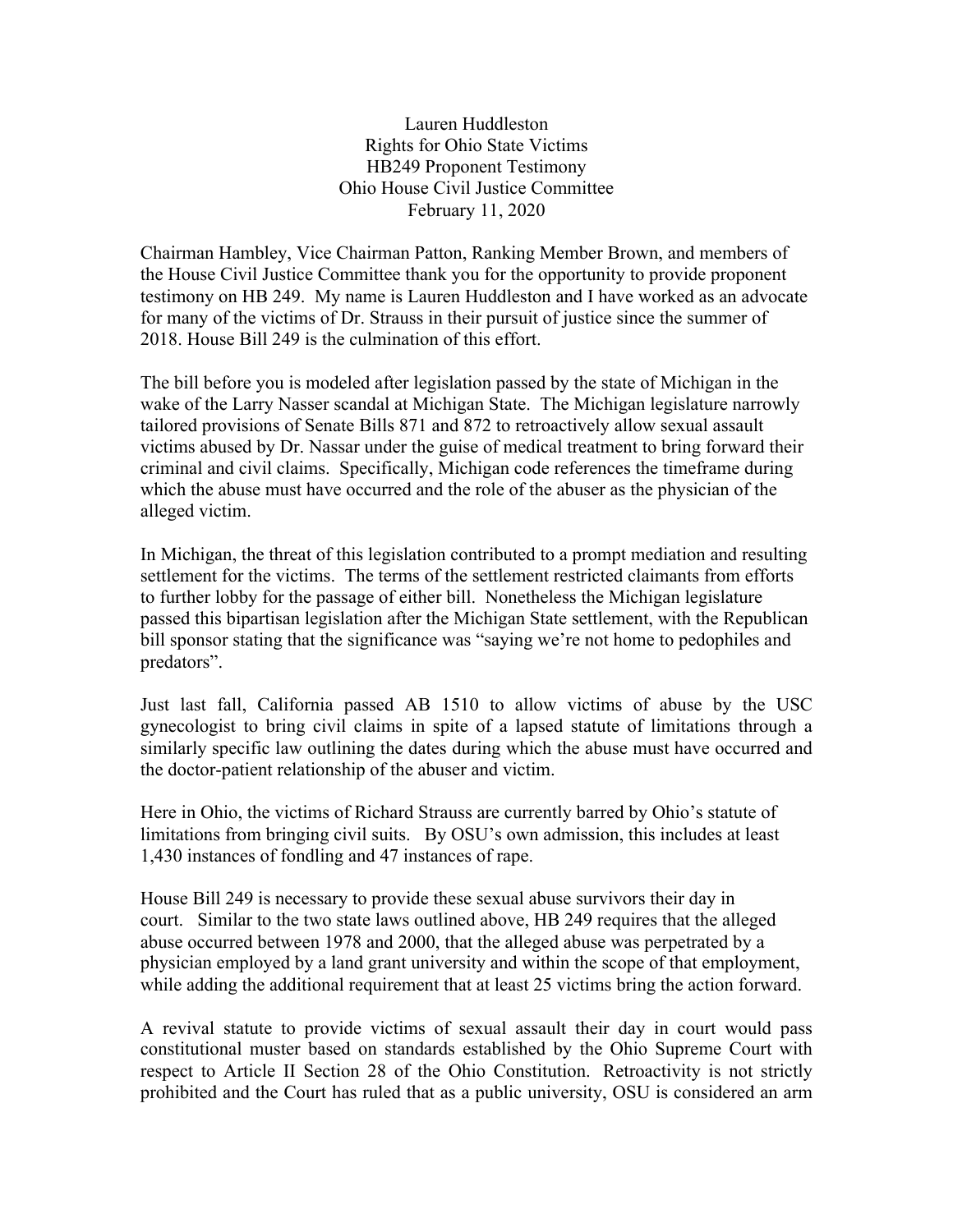Lauren Huddleston
Rights for Ohio State Victims
HB249 Proponent Testimony
Ohio House Civil Justice Committee
February 11, 2020

Chairman Hambley, Vice Chairman Patton, Ranking Member Brown, and members of the House Civil Justice Committee thank you for the opportunity to provide proponent testimony on HB 249. My name is Lauren Huddleston and I have worked as an advocate for many of the victims of Dr. Strauss in their pursuit of justice since the summer of 2018. House Bill 249 is the culmination of this effort.

The bill before you is modeled after legislation passed by the state of Michigan in the wake of the Larry Nasser scandal at Michigan State. The Michigan legislature narrowly tailored provisions of Senate Bills 871 and 872 to retroactively allow sexual assault victims abused by Dr. Nassar under the guise of medical treatment to bring forward their criminal and civil claims. Specifically, Michigan code references the timeframe during which the abuse must have occurred and the role of the abuser as the physician of the alleged victim.

In Michigan, the threat of this legislation contributed to a prompt mediation and resulting settlement for the victims. The terms of the settlement restricted claimants from efforts to further lobby for the passage of either bill. Nonetheless the Michigan legislature passed this bipartisan legislation after the Michigan State settlement, with the Republican bill sponsor stating that the significance was "saying we're not home to pedophiles and predators".

Just last fall, California passed AB 1510 to allow victims of abuse by the USC gynecologist to bring civil claims in spite of a lapsed statute of limitations through a similarly specific law outlining the dates during which the abuse must have occurred and the doctor-patient relationship of the abuser and victim.

Here in Ohio, the victims of Richard Strauss are currently barred by Ohio's statute of limitations from bringing civil suits. By OSU's own admission, this includes at least 1,430 instances of fondling and 47 instances of rape.

House Bill 249 is necessary to provide these sexual abuse survivors their day in court. Similar to the two state laws outlined above, HB 249 requires that the alleged abuse occurred between 1978 and 2000, that the alleged abuse was perpetrated by a physician employed by a land grant university and within the scope of that employment, while adding the additional requirement that at least 25 victims bring the action forward.

A revival statute to provide victims of sexual assault their day in court would pass constitutional muster based on standards established by the Ohio Supreme Court with respect to Article II Section 28 of the Ohio Constitution. Retroactivity is not strictly prohibited and the Court has ruled that as a public university, OSU is considered an arm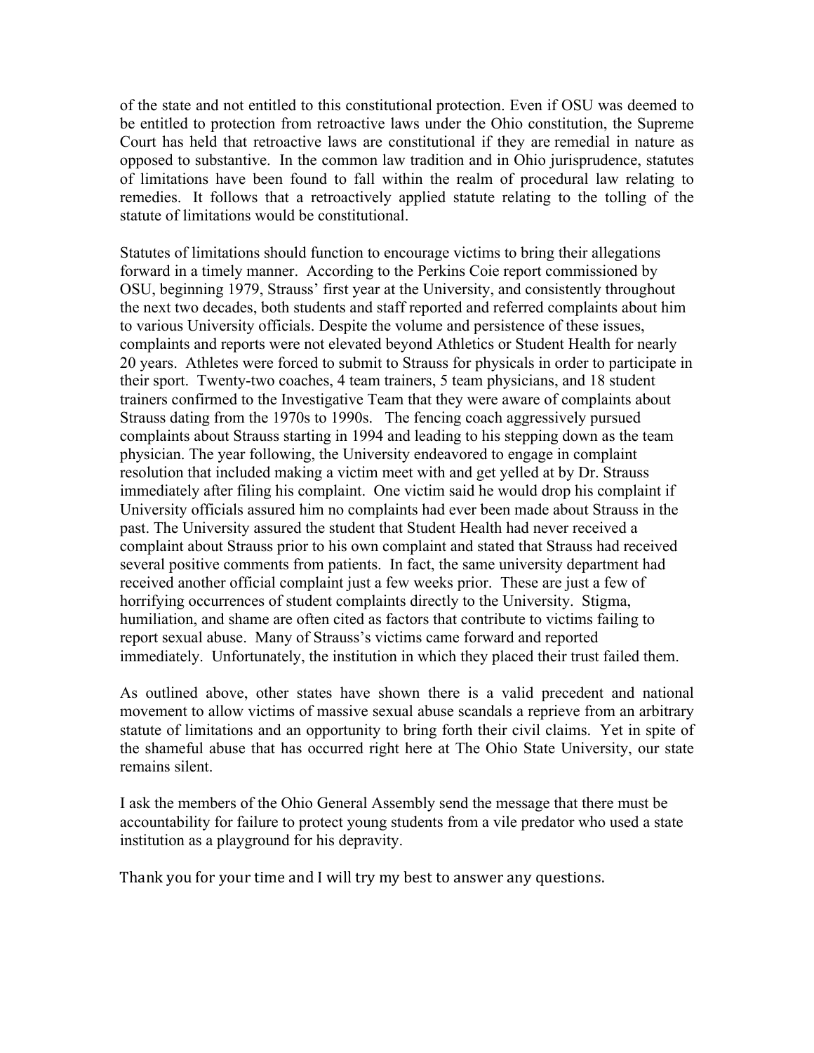of the state and not entitled to this constitutional protection. Even if OSU was deemed to be entitled to protection from retroactive laws under the Ohio constitution, the Supreme Court has held that retroactive laws are constitutional if they are remedial in nature as opposed to substantive. In the common law tradition and in Ohio jurisprudence, statutes of limitations have been found to fall within the realm of procedural law relating to remedies. It follows that a retroactively applied statute relating to the tolling of the statute of limitations would be constitutional.

Statutes of limitations should function to encourage victims to bring their allegations forward in a timely manner. According to the Perkins Coie report commissioned by OSU, beginning 1979, Strauss' first year at the University, and consistently throughout the next two decades, both students and staff reported and referred complaints about him to various University officials. Despite the volume and persistence of these issues, complaints and reports were not elevated beyond Athletics or Student Health for nearly 20 years. Athletes were forced to submit to Strauss for physicals in order to participate in their sport. Twenty-two coaches, 4 team trainers, 5 team physicians, and 18 student trainers confirmed to the Investigative Team that they were aware of complaints about Strauss dating from the 1970s to 1990s. The fencing coach aggressively pursued complaints about Strauss starting in 1994 and leading to his stepping down as the team physician. The year following, the University endeavored to engage in complaint resolution that included making a victim meet with and get yelled at by Dr. Strauss immediately after filing his complaint. One victim said he would drop his complaint if University officials assured him no complaints had ever been made about Strauss in the past. The University assured the student that Student Health had never received a complaint about Strauss prior to his own complaint and stated that Strauss had received several positive comments from patients. In fact, the same university department had received another official complaint just a few weeks prior. These are just a few of horrifying occurrences of student complaints directly to the University. Stigma, humiliation, and shame are often cited as factors that contribute to victims failing to report sexual abuse. Many of Strauss's victims came forward and reported immediately. Unfortunately, the institution in which they placed their trust failed them.

As outlined above, other states have shown there is a valid precedent and national movement to allow victims of massive sexual abuse scandals a reprieve from an arbitrary statute of limitations and an opportunity to bring forth their civil claims. Yet in spite of the shameful abuse that has occurred right here at The Ohio State University, our state remains silent.

I ask the members of the Ohio General Assembly send the message that there must be accountability for failure to protect young students from a vile predator who used a state institution as a playground for his depravity.

Thank you for your time and I will try my best to answer any questions.